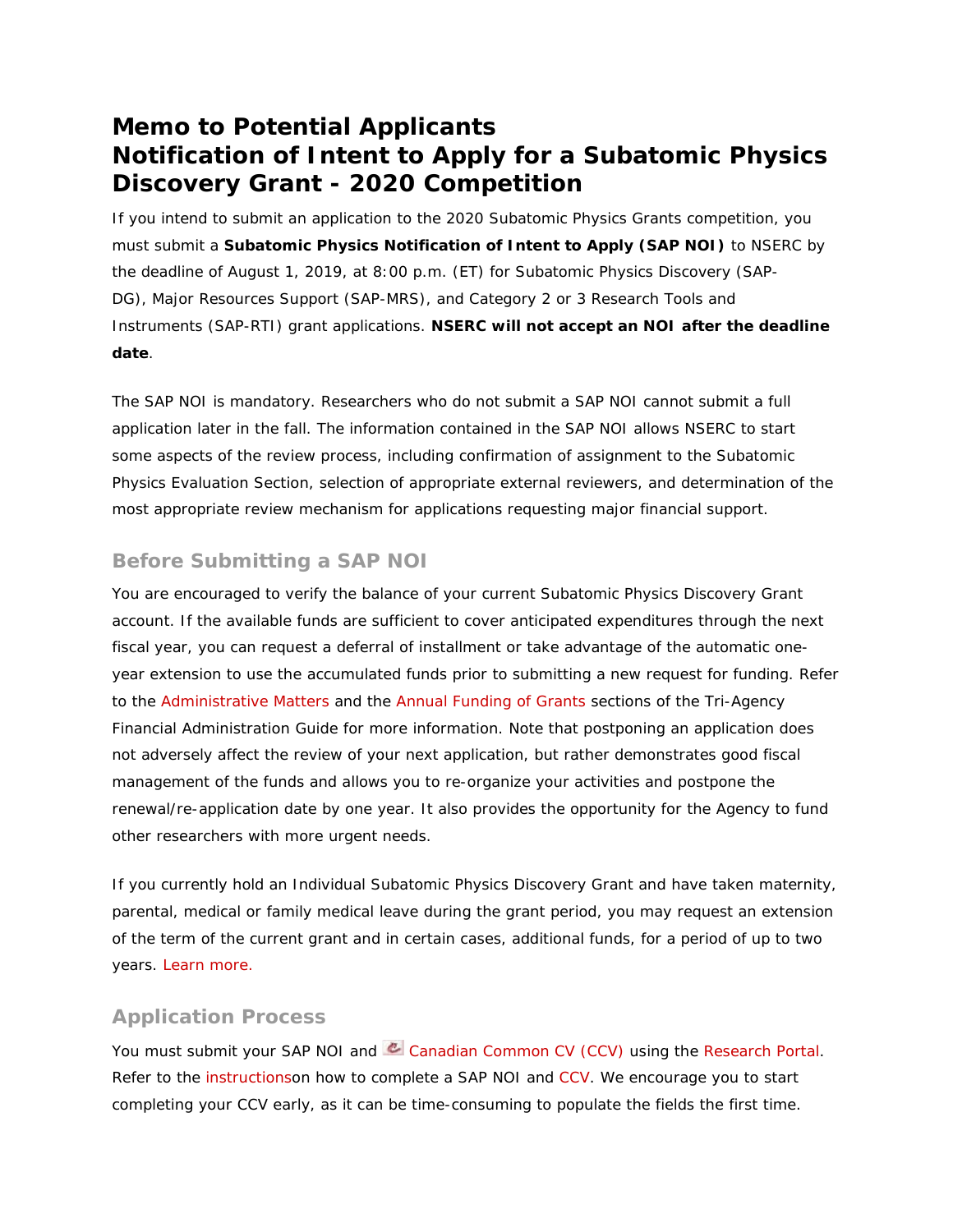# Memo to Potential Applicants
# Notification of Intent to Apply for a Subatomic Physics Discovery Grant - 2020 Competition

If you intend to submit an application to the 2020 Subatomic Physics Grants competition, you must submit a **Subatomic Physics Notification of Intent to Apply (SAP NOI)** to NSERC by the deadline of August 1, 2019, at 8:00 p.m. (ET) for Subatomic Physics Discovery (SAP-DG), Major Resources Support (SAP-MRS), and Category 2 or 3 Research Tools and Instruments (SAP-RTI) grant applications. **NSERC will not accept an NOI after the deadline date**.

The SAP NOI is mandatory. Researchers who do not submit a SAP NOI cannot submit a full application later in the fall. The information contained in the SAP NOI allows NSERC to start some aspects of the review process, including confirmation of assignment to the Subatomic Physics Evaluation Section, selection of appropriate external reviewers, and determination of the most appropriate review mechanism for applications requesting major financial support.

## Before Submitting a SAP NOI

You are encouraged to verify the balance of your current Subatomic Physics Discovery Grant account. If the available funds are sufficient to cover anticipated expenditures through the next fiscal year, you can request a deferral of installment or take advantage of the automatic one-year extension to use the accumulated funds prior to submitting a new request for funding. Refer to the Administrative Matters and the Annual Funding of Grants sections of the Tri-Agency Financial Administration Guide for more information. Note that postponing an application does not adversely affect the review of your next application, but rather demonstrates good fiscal management of the funds and allows you to re-organize your activities and postpone the renewal/re-application date by one year. It also provides the opportunity for the Agency to fund other researchers with more urgent needs.

If you currently hold an Individual Subatomic Physics Discovery Grant and have taken maternity, parental, medical or family medical leave during the grant period, you may request an extension of the term of the current grant and in certain cases, additional funds, for a period of up to two years. Learn more.

## Application Process

You must submit your SAP NOI and Canadian Common CV (CCV) using the Research Portal. Refer to the instructionson how to complete a SAP NOI and CCV. We encourage you to start completing your CCV early, as it can be time-consuming to populate the fields the first time.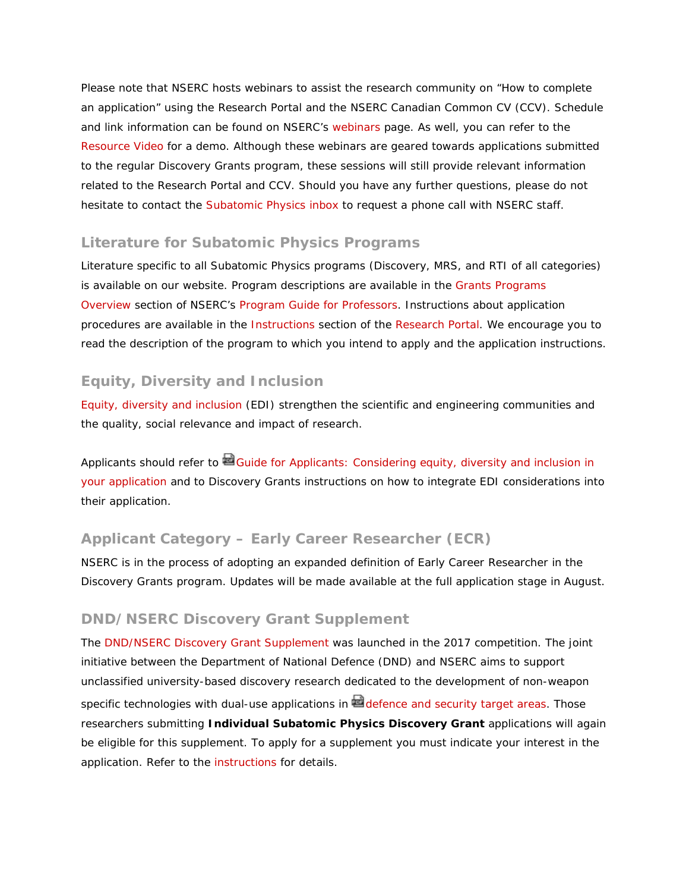Please note that NSERC hosts webinars to assist the research community on "How to complete an application" using the Research Portal and the NSERC Canadian Common CV (CCV). Schedule and link information can be found on NSERC's webinars page. As well, you can refer to the Resource Video for a demo. Although these webinars are geared towards applications submitted to the regular Discovery Grants program, these sessions will still provide relevant information related to the Research Portal and CCV. Should you have any further questions, please do not hesitate to contact the Subatomic Physics inbox to request a phone call with NSERC staff.

## Literature for Subatomic Physics Programs

Literature specific to all Subatomic Physics programs (Discovery, MRS, and RTI of all categories) is available on our website. Program descriptions are available in the Grants Programs Overview section of NSERC's Program Guide for Professors. Instructions about application procedures are available in the Instructions section of the Research Portal. We encourage you to read the description of the program to which you intend to apply and the application instructions.

## Equity, Diversity and Inclusion

Equity, diversity and inclusion (EDI) strengthen the scientific and engineering communities and the quality, social relevance and impact of research.

Applicants should refer to Guide for Applicants: Considering equity, diversity and inclusion in your application and to Discovery Grants instructions on how to integrate EDI considerations into their application.

## Applicant Category – Early Career Researcher (ECR)

NSERC is in the process of adopting an expanded definition of Early Career Researcher in the Discovery Grants program. Updates will be made available at the full application stage in August.

## DND/NSERC Discovery Grant Supplement

The DND/NSERC Discovery Grant Supplement was launched in the 2017 competition. The joint initiative between the Department of National Defence (DND) and NSERC aims to support unclassified university-based discovery research dedicated to the development of non-weapon specific technologies with dual-use applications in defence and security target areas. Those researchers submitting **Individual Subatomic Physics Discovery Grant** applications will again be eligible for this supplement. To apply for a supplement you must indicate your interest in the application. Refer to the instructions for details.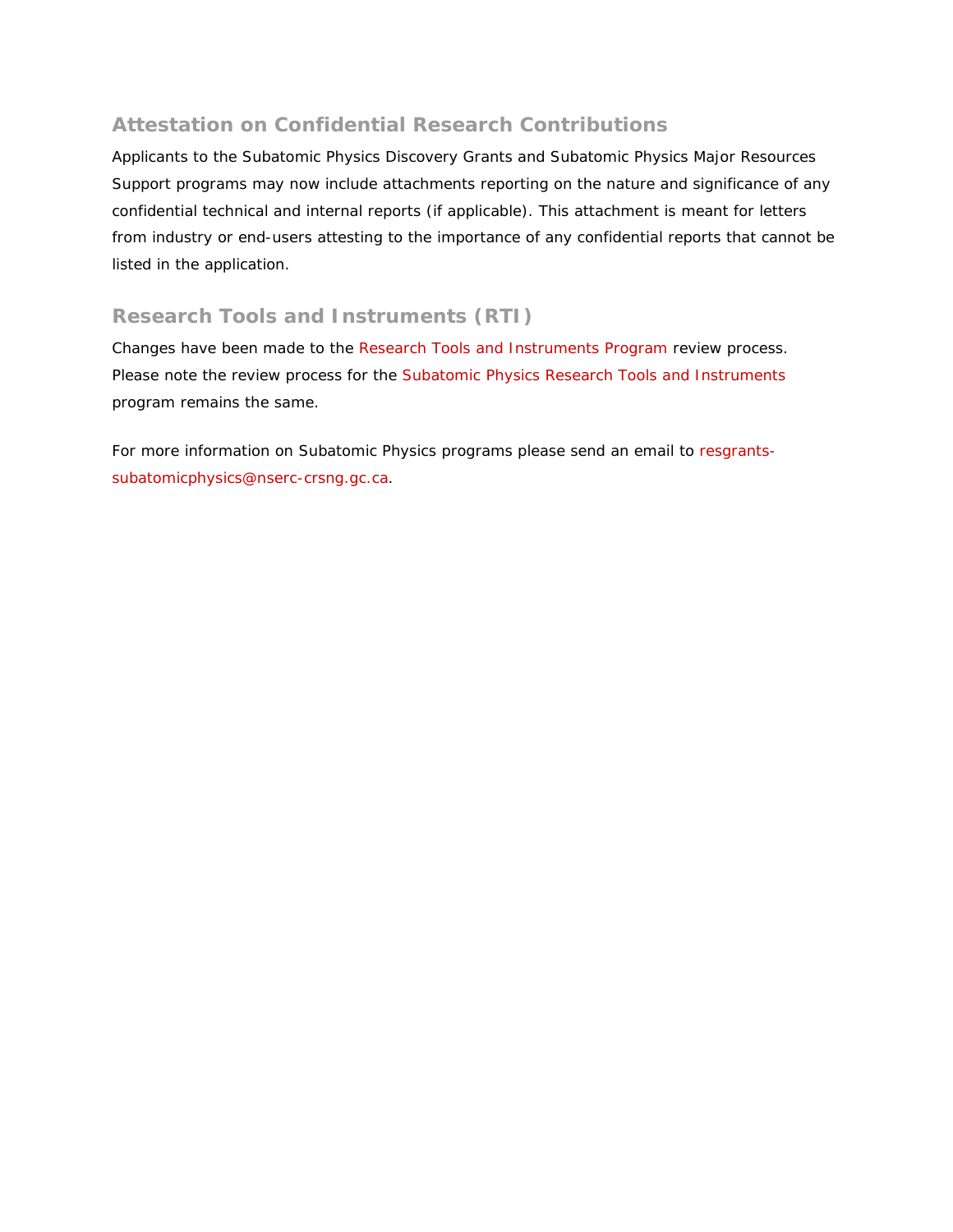## Attestation on Confidential Research Contributions

Applicants to the Subatomic Physics Discovery Grants and Subatomic Physics Major Resources Support programs may now include attachments reporting on the nature and significance of any confidential technical and internal reports (if applicable). This attachment is meant for letters from industry or end-users attesting to the importance of any confidential reports that cannot be listed in the application.

## Research Tools and Instruments (RTI)

Changes have been made to the Research Tools and Instruments Program review process. Please note the review process for the Subatomic Physics Research Tools and Instruments program remains the same.

For more information on Subatomic Physics programs please send an email to resgrants-subatomicphysics@nserc-crsng.gc.ca.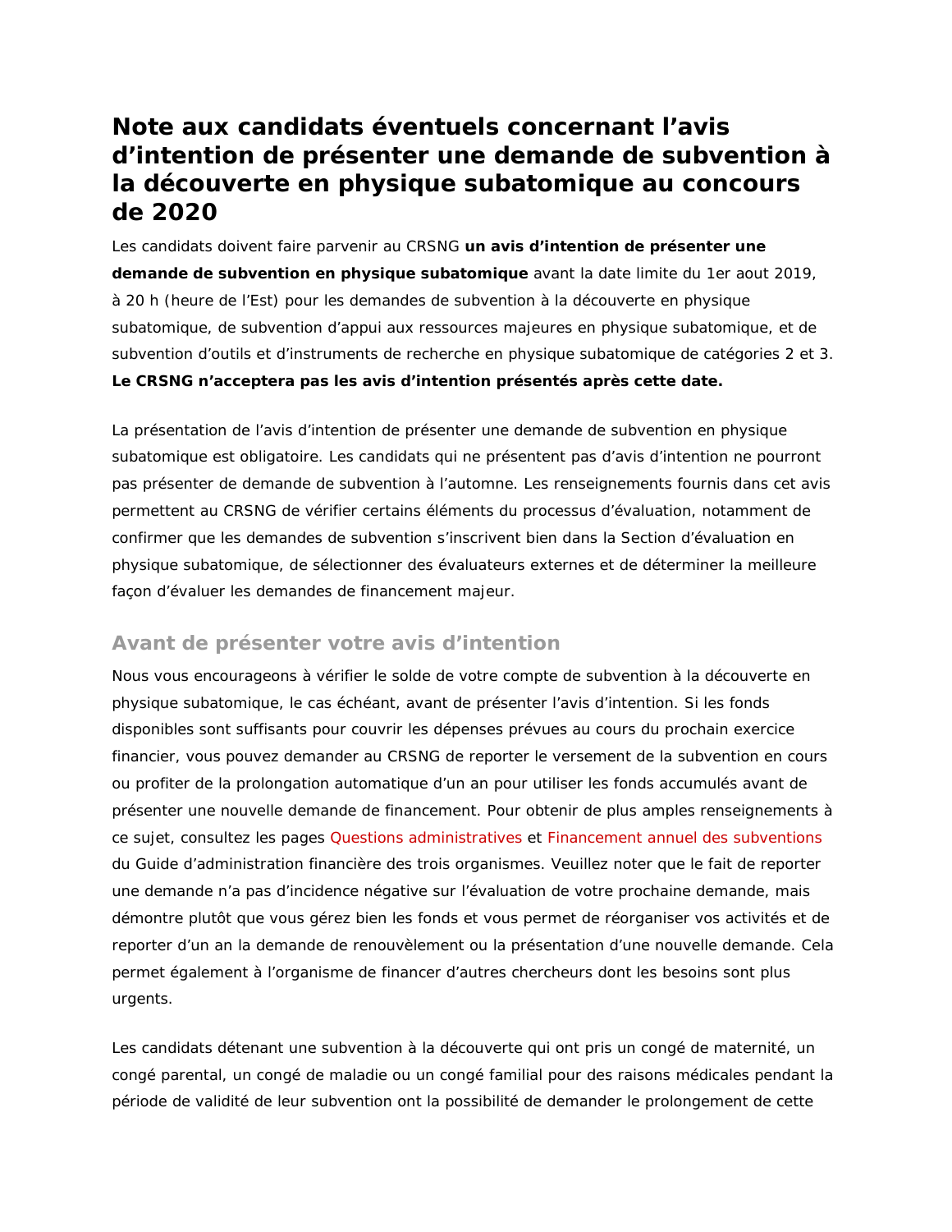# Note aux candidats éventuels concernant l'avis d'intention de présenter une demande de subvention à la découverte en physique subatomique au concours de 2020

Les candidats doivent faire parvenir au CRSNG **un avis d'intention de présenter une demande de subvention en physique subatomique** avant la date limite du 1er aout 2019, à 20 h (heure de l'Est) pour les demandes de subvention à la découverte en physique subatomique, de subvention d'appui aux ressources majeures en physique subatomique, et de subvention d'outils et d'instruments de recherche en physique subatomique de catégories 2 et 3. **Le CRSNG n'acceptera pas les avis d'intention présentés après cette date.**

La présentation de l'avis d'intention de présenter une demande de subvention en physique subatomique est obligatoire. Les candidats qui ne présentent pas d'avis d'intention ne pourront pas présenter de demande de subvention à l'automne. Les renseignements fournis dans cet avis permettent au CRSNG de vérifier certains éléments du processus d'évaluation, notamment de confirmer que les demandes de subvention s'inscrivent bien dans la Section d'évaluation en physique subatomique, de sélectionner des évaluateurs externes et de déterminer la meilleure façon d'évaluer les demandes de financement majeur.

## Avant de présenter votre avis d'intention

Nous vous encourageons à vérifier le solde de votre compte de subvention à la découverte en physique subatomique, le cas échéant, avant de présenter l'avis d'intention. Si les fonds disponibles sont suffisants pour couvrir les dépenses prévues au cours du prochain exercice financier, vous pouvez demander au CRSNG de reporter le versement de la subvention en cours ou profiter de la prolongation automatique d'un an pour utiliser les fonds accumulés avant de présenter une nouvelle demande de financement. Pour obtenir de plus amples renseignements à ce sujet, consultez les pages Questions administratives et Financement annuel des subventions du Guide d'administration financière des trois organismes. Veuillez noter que le fait de reporter une demande n'a pas d'incidence négative sur l'évaluation de votre prochaine demande, mais démontre plutôt que vous gérez bien les fonds et vous permet de réorganiser vos activités et de reporter d'un an la demande de renouvèlement ou la présentation d'une nouvelle demande. Cela permet également à l'organisme de financer d'autres chercheurs dont les besoins sont plus urgents.

Les candidats détenant une subvention à la découverte qui ont pris un congé de maternité, un congé parental, un congé de maladie ou un congé familial pour des raisons médicales pendant la période de validité de leur subvention ont la possibilité de demander le prolongement de cette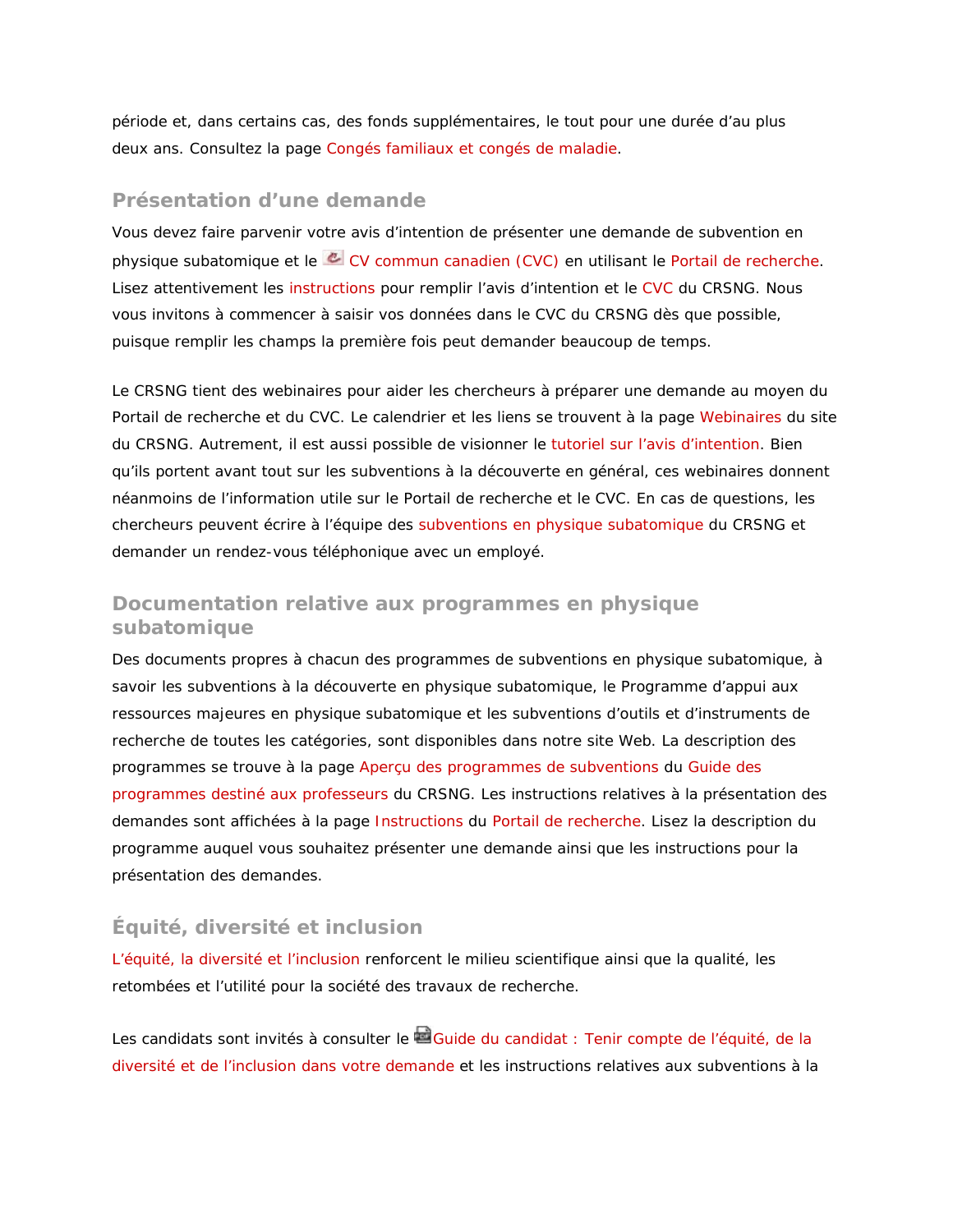période et, dans certains cas, des fonds supplémentaires, le tout pour une durée d'au plus deux ans. Consultez la page Congés familiaux et congés de maladie.

## Présentation d'une demande

Vous devez faire parvenir votre avis d'intention de présenter une demande de subvention en physique subatomique et le CV commun canadien (CVC) en utilisant le Portail de recherche. Lisez attentivement les instructions pour remplir l'avis d'intention et le CVC du CRSNG. Nous vous invitons à commencer à saisir vos données dans le CVC du CRSNG dès que possible, puisque remplir les champs la première fois peut demander beaucoup de temps.

Le CRSNG tient des webinaires pour aider les chercheurs à préparer une demande au moyen du Portail de recherche et du CVC. Le calendrier et les liens se trouvent à la page Webinaires du site du CRSNG. Autrement, il est aussi possible de visionner le tutoriel sur l'avis d'intention. Bien qu'ils portent avant tout sur les subventions à la découverte en général, ces webinaires donnent néanmoins de l'information utile sur le Portail de recherche et le CVC. En cas de questions, les chercheurs peuvent écrire à l'équipe des subventions en physique subatomique du CRSNG et demander un rendez-vous téléphonique avec un employé.

## Documentation relative aux programmes en physique subatomique

Des documents propres à chacun des programmes de subventions en physique subatomique, à savoir les subventions à la découverte en physique subatomique, le Programme d'appui aux ressources majeures en physique subatomique et les subventions d'outils et d'instruments de recherche de toutes les catégories, sont disponibles dans notre site Web. La description des programmes se trouve à la page Aperçu des programmes de subventions du Guide des programmes destiné aux professeurs du CRSNG. Les instructions relatives à la présentation des demandes sont affichées à la page Instructions du Portail de recherche. Lisez la description du programme auquel vous souhaitez présenter une demande ainsi que les instructions pour la présentation des demandes.

## Équité, diversité et inclusion

L'équité, la diversité et l'inclusion renforcent le milieu scientifique ainsi que la qualité, les retombées et l'utilité pour la société des travaux de recherche.

Les candidats sont invités à consulter le Guide du candidat : Tenir compte de l'équité, de la diversité et de l'inclusion dans votre demande et les instructions relatives aux subventions à la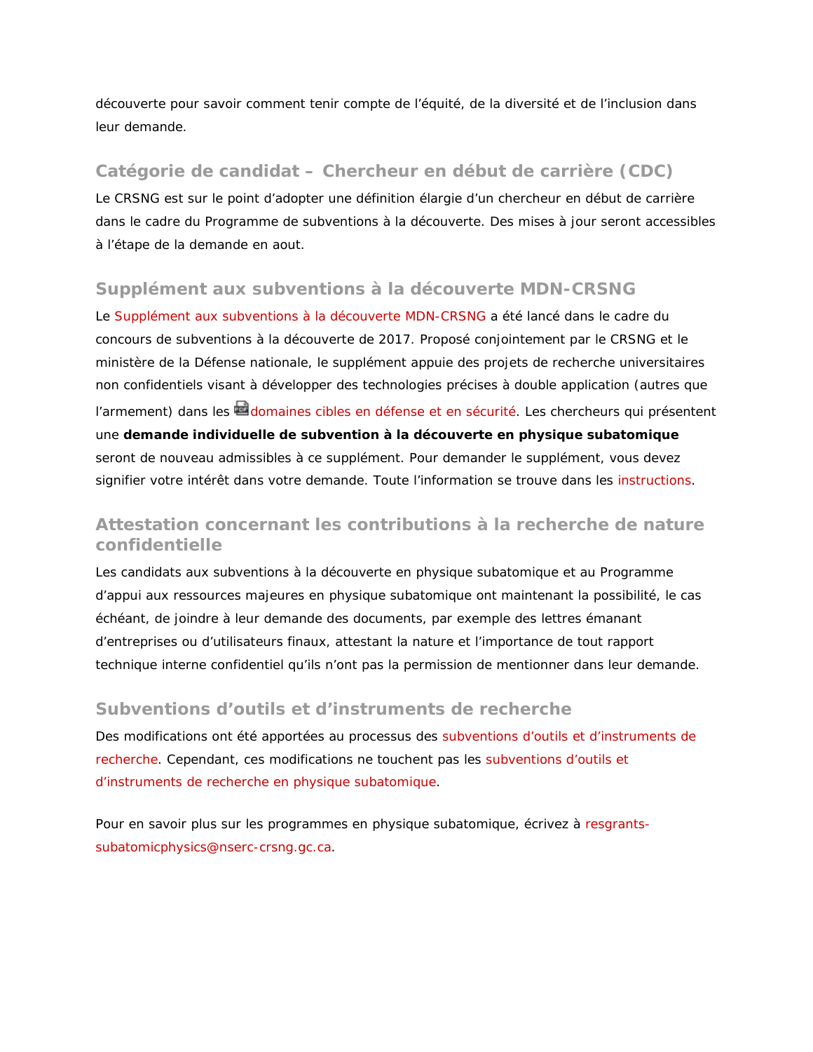découverte pour savoir comment tenir compte de l'équité, de la diversité et de l'inclusion dans leur demande.

## Catégorie de candidat – Chercheur en début de carrière (CDC)

Le CRSNG est sur le point d'adopter une définition élargie d'un chercheur en début de carrière dans le cadre du Programme de subventions à la découverte. Des mises à jour seront accessibles à l'étape de la demande en aout.

## Supplément aux subventions à la découverte MDN-CRSNG

Le Supplément aux subventions à la découverte MDN-CRSNG a été lancé dans le cadre du concours de subventions à la découverte de 2017. Proposé conjointement par le CRSNG et le ministère de la Défense nationale, le supplément appuie des projets de recherche universitaires non confidentiels visant à développer des technologies précises à double application (autres que l'armement) dans les domaines cibles en défense et en sécurité. Les chercheurs qui présentent une **demande individuelle de subvention à la découverte en physique subatomique** seront de nouveau admissibles à ce supplément. Pour demander le supplément, vous devez signifier votre intérêt dans votre demande. Toute l'information se trouve dans les instructions.

## Attestation concernant les contributions à la recherche de nature confidentielle

Les candidats aux subventions à la découverte en physique subatomique et au Programme d'appui aux ressources majeures en physique subatomique ont maintenant la possibilité, le cas échéant, de joindre à leur demande des documents, par exemple des lettres émanant d'entreprises ou d'utilisateurs finaux, attestant la nature et l'importance de tout rapport technique interne confidentiel qu'ils n'ont pas la permission de mentionner dans leur demande.

## Subventions d'outils et d'instruments de recherche

Des modifications ont été apportées au processus des subventions d'outils et d'instruments de recherche. Cependant, ces modifications ne touchent pas les subventions d'outils et d'instruments de recherche en physique subatomique.

Pour en savoir plus sur les programmes en physique subatomique, écrivez à resgrants-subatomicphysics@nserc-crsng.gc.ca.